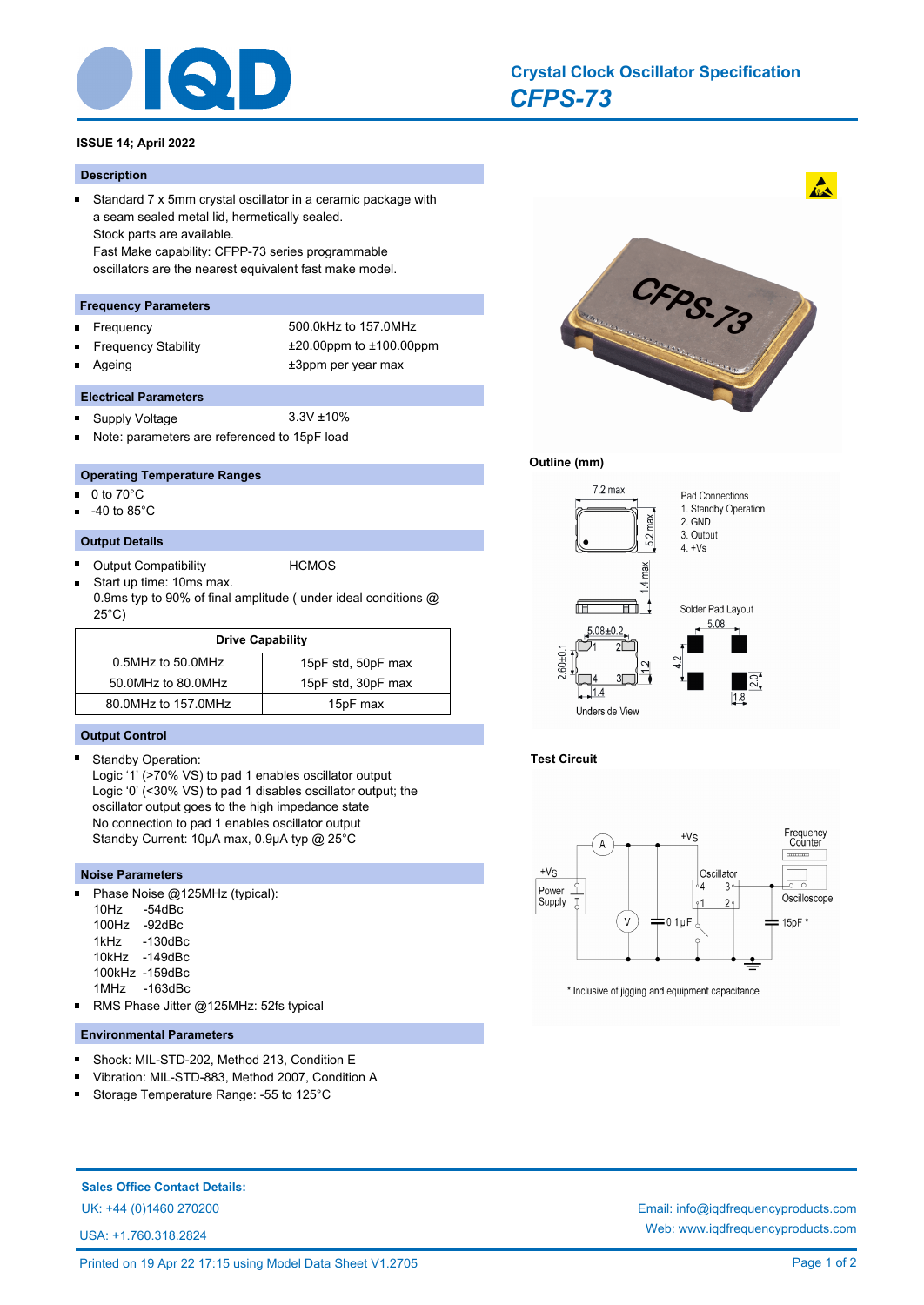# Crystal Clock Oscillator Specification

## *CFPS-73*

**ISSUE 14; April 2022**

### Description

- Standard 7 x 5mm crystal oscillator in a ceramic package with a seam sealed metal lid, hermetically sealed.
  Stock parts are available.
  Fast Make capability: CFPP-73 series programmable oscillators are the nearest equivalent fast make model.

### Frequency Parameters

- Frequency: 500.0kHz to 157.0MHz
- Frequency Stability: ±20.00ppm to ±100.00ppm
- Ageing: ±3ppm per year max

### Electrical Parameters

- Supply Voltage: 3.3V ±10%
- Note: parameters are referenced to 15pF load

### Operating Temperature Ranges

- 0 to 70°C
- -40 to 85°C

### Output Details

- Output Compatibility: HCMOS
- Start up time: 10ms max.
  0.9ms typ to 90% of final amplitude ( under ideal conditions @ 25°C)

| Drive Capability | |
|---|---|
| 0.5MHz to 50.0MHz | 15pF std, 50pF max |
| 50.0MHz to 80.0MHz | 15pF std, 30pF max |
| 80.0MHz to 157.0MHz | 15pF max |

### Output Control

- Standby Operation:
  Logic '1' (>70% VS) to pad 1 enables oscillator output
  Logic '0' (<30% VS) to pad 1 disables oscillator output; the oscillator output goes to the high impedance state
  No connection to pad 1 enables oscillator output
  Standby Current: 10µA max, 0.9µA typ @ 25°C

### Noise Parameters

- Phase Noise @125MHz (typical):
  10Hz -54dBc
  100Hz -92dBc
  1kHz -130dBc
  10kHz -149dBc
  100kHz -159dBc
  1MHz -163dBc
- RMS Phase Jitter @125MHz: 52fs typical

### Environmental Parameters

- Shock: MIL-STD-202, Method 213, Condition E
- Vibration: MIL-STD-883, Method 2007, Condition A
- Storage Temperature Range: -55 to 125°C

### Outline (mm)

7.2 max; 5.2 max; 1.4 max

Pad Connections
1. Standby Operation
2. GND
3. Output
4. +Vs

Solder Pad Layout: 5.08; 4.2; 2.0; 1.8

Underside View: 5.08±0.2; 2.60±0.1; 1.2; 1.4

### Test Circuit

+Vs; Power Supply; A; V; 0.1µF; Oscillator; Frequency Counter; Oscilloscope; 15pF *

\* Inclusive of jigging and equipment capacitance

**Sales Office Contact Details:**

UK: +44 (0)1460 270200

USA: +1.760.318.2824

Email: info@iqdfrequencyproducts.com

Web: www.iqdfrequencyproducts.com

Printed on 19 Apr 22 17:15 using Model Data Sheet V1.2705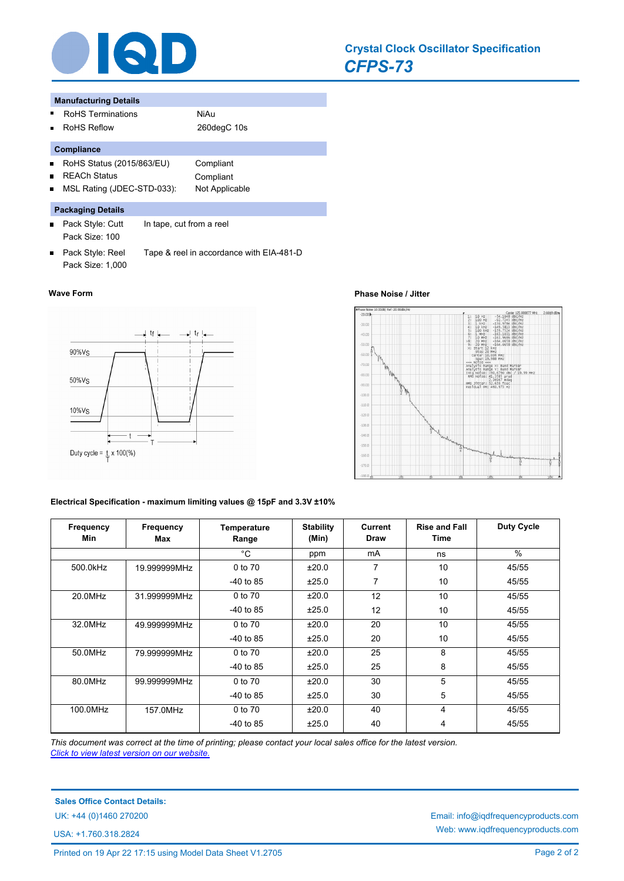## Crystal Clock Oscillator Specification

## *CFPS-73*

### Manufacturing Details

- RoHS Terminations — NiAu
- RoHS Reflow — 260degC 10s

### Compliance

- RoHS Status (2015/863/EU) — Compliant
- REACH Status — Compliant
- MSL Rating (JDEC-STD-033): — Not Applicable

### Packaging Details

- Pack Style: Cutt — In tape, cut from a reel
  Pack Size: 100
- Pack Style: Reel — Tape & reel in accordance with EIA-481-D
  Pack Size: 1,000

### Wave Form

tf
tr
90%Vs
50%Vs
10%Vs
t
T
Duty cycle = t/T x 100(%)

### Phase Noise / Jitter

### Electrical Specification - maximum limiting values @ 15pF and 3.3V ±10%

| Frequency Min | Frequency Max | Temperature Range | Stability (Min) | Current Draw | Rise and Fall Time | Duty Cycle |
|---|---|---|---|---|---|---|
| | | °C | ppm | mA | ns | % |
| 500.0kHz | 19.999999MHz | 0 to 70 | ±20.0 | 7 | 10 | 45/55 |
| | | -40 to 85 | ±25.0 | 7 | 10 | 45/55 |
| 20.0MHz | 31.999999MHz | 0 to 70 | ±20.0 | 12 | 10 | 45/55 |
| | | -40 to 85 | ±25.0 | 12 | 10 | 45/55 |
| 32.0MHz | 49.999999MHz | 0 to 70 | ±20.0 | 20 | 10 | 45/55 |
| | | -40 to 85 | ±25.0 | 20 | 10 | 45/55 |
| 50.0MHz | 79.999999MHz | 0 to 70 | ±20.0 | 25 | 8 | 45/55 |
| | | -40 to 85 | ±25.0 | 25 | 8 | 45/55 |
| 80.0MHz | 99.999999MHz | 0 to 70 | ±20.0 | 30 | 5 | 45/55 |
| | | -40 to 85 | ±25.0 | 30 | 5 | 45/55 |
| 100.0MHz | 157.0MHz | 0 to 70 | ±20.0 | 40 | 4 | 45/55 |
| | | -40 to 85 | ±25.0 | 40 | 4 | 45/55 |

*This document was correct at the time of printing; please contact your local sales office for the latest version.*
*Click to view latest version on our website.*

**Sales Office Contact Details:**

UK: +44 (0)1460 270200
USA: +1.760.318.2824

Email: info@iqdfrequencyproducts.com
Web: www.iqdfrequencyproducts.com

Printed on 19 Apr 22 17:15 using Model Data Sheet V1.2705